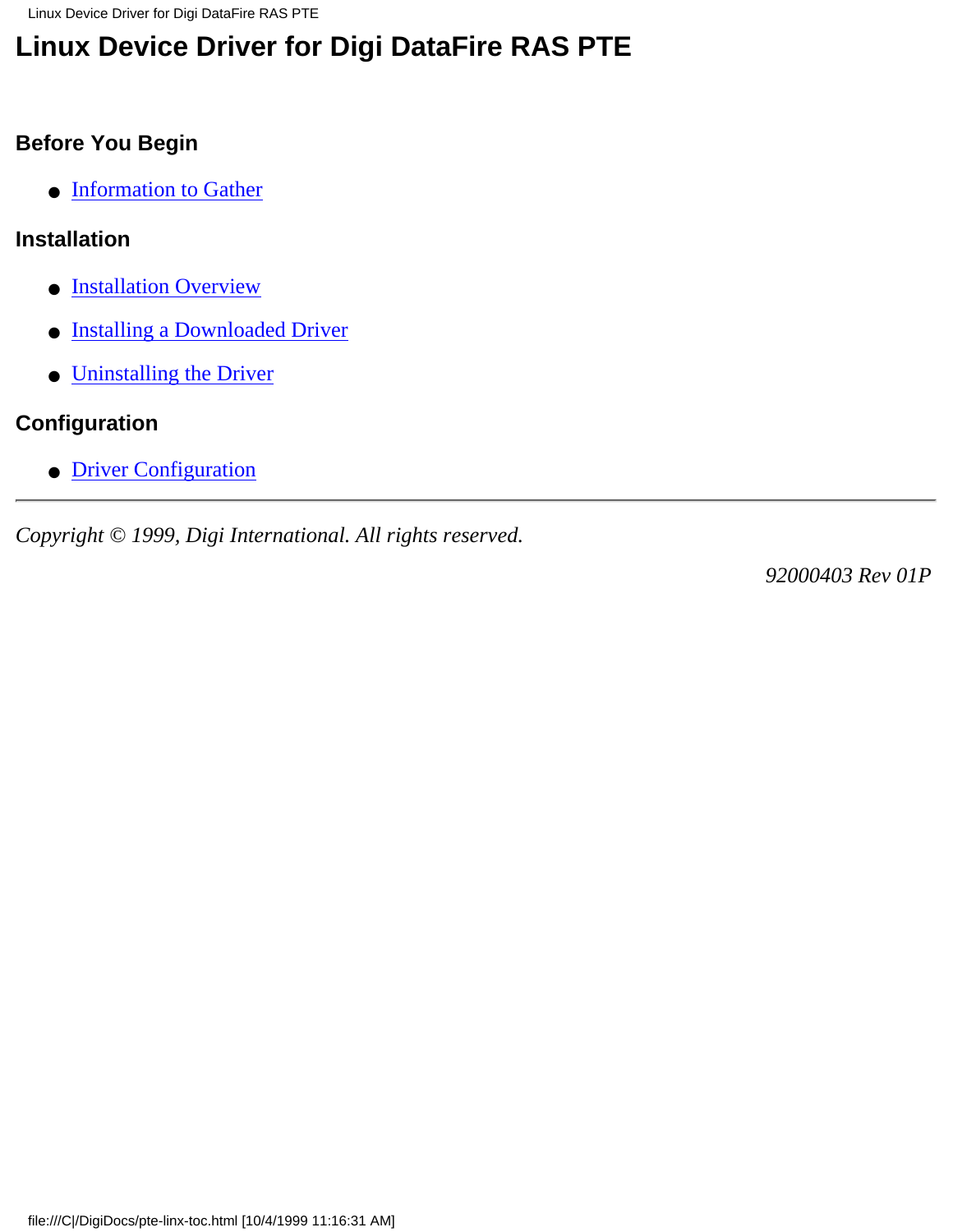# Linux Device Driver for Digi DataFire RAS PTE

## Before You Begin

- Information to Gather

## Installation

- Installation Overview
- Installing a Downloaded Driver
- Uninstalling the Driver

## Configuration

- Driver Configuration

---

*Copyright © 1999, Digi International. All rights reserved.*

*92000403 Rev 01P*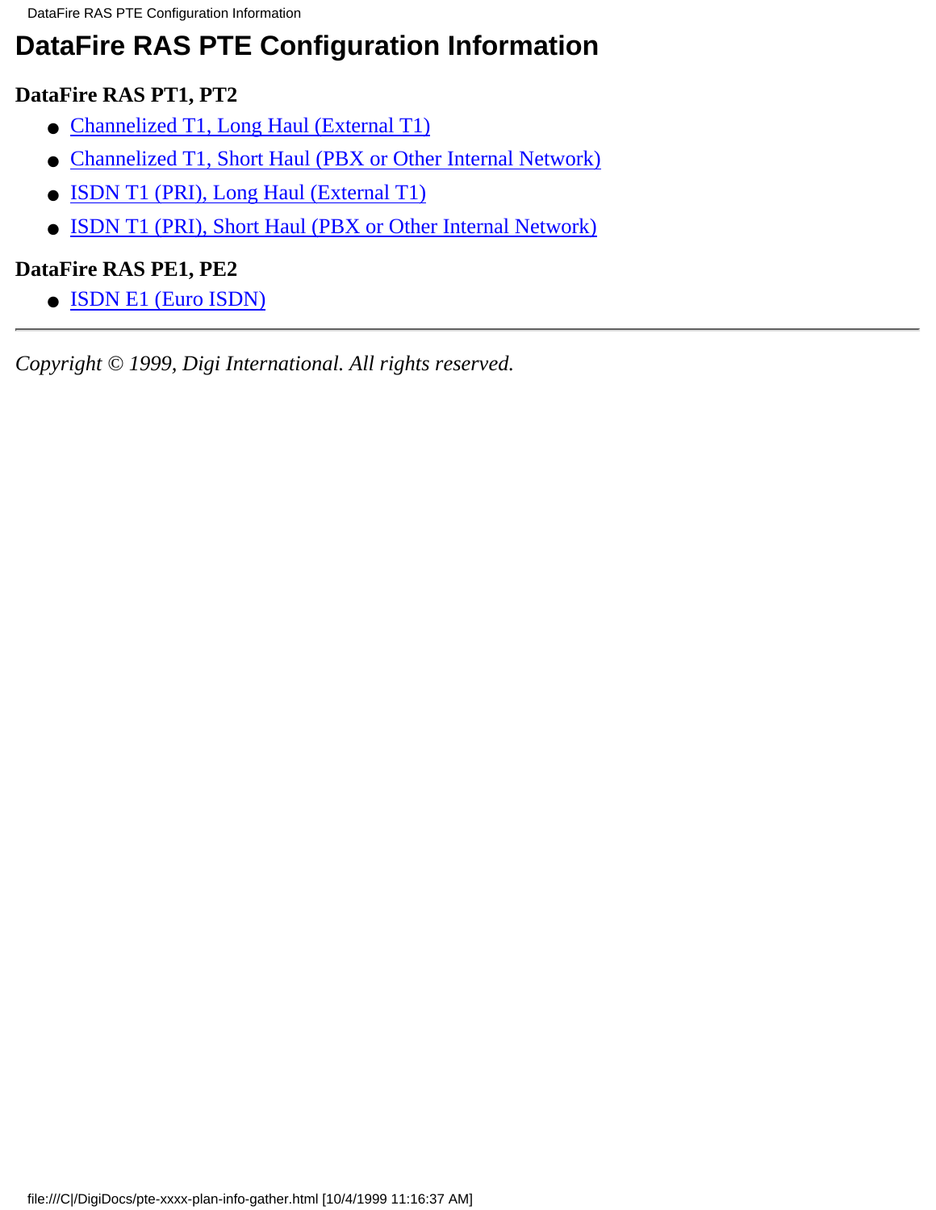# DataFire RAS PTE Configuration Information

### DataFire RAS PT1, PT2

- Channelized T1, Long Haul (External T1)
- Channelized T1, Short Haul (PBX or Other Internal Network)
- ISDN T1 (PRI), Long Haul (External T1)
- ISDN T1 (PRI), Short Haul (PBX or Other Internal Network)

### DataFire RAS PE1, PE2

- ISDN E1 (Euro ISDN)

---

*Copyright © 1999, Digi International. All rights reserved.*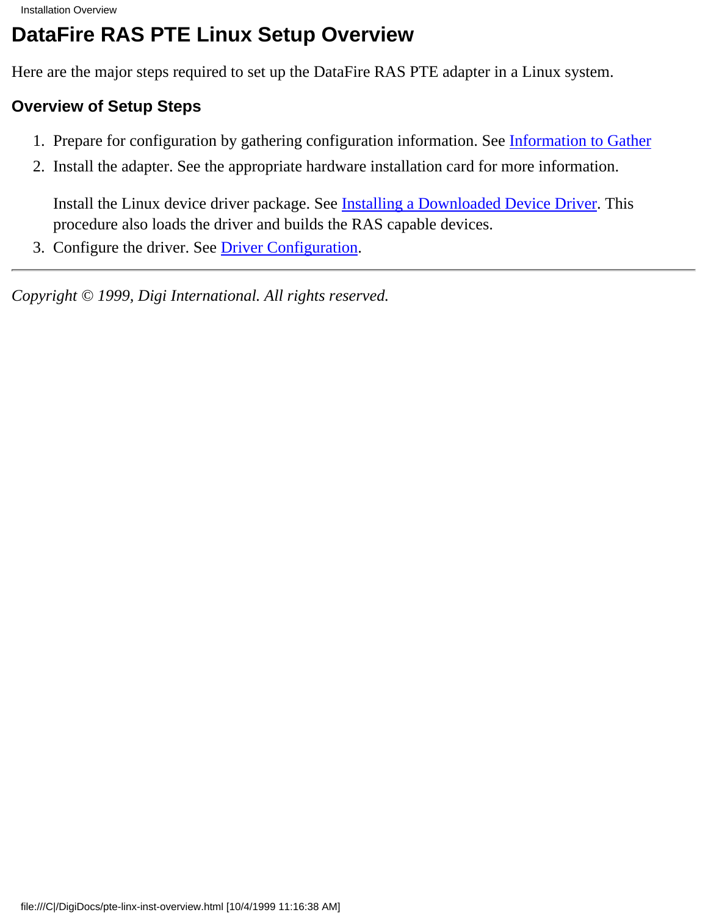# DataFire RAS PTE Linux Setup Overview

Here are the major steps required to set up the DataFire RAS PTE adapter in a Linux system.

## Overview of Setup Steps

1. Prepare for configuration by gathering configuration information. See Information to Gather
2. Install the adapter. See the appropriate hardware installation card for more information.

   Install the Linux device driver package. See Installing a Downloaded Device Driver. This procedure also loads the driver and builds the RAS capable devices.
3. Configure the driver. See Driver Configuration.

---

*Copyright © 1999, Digi International. All rights reserved.*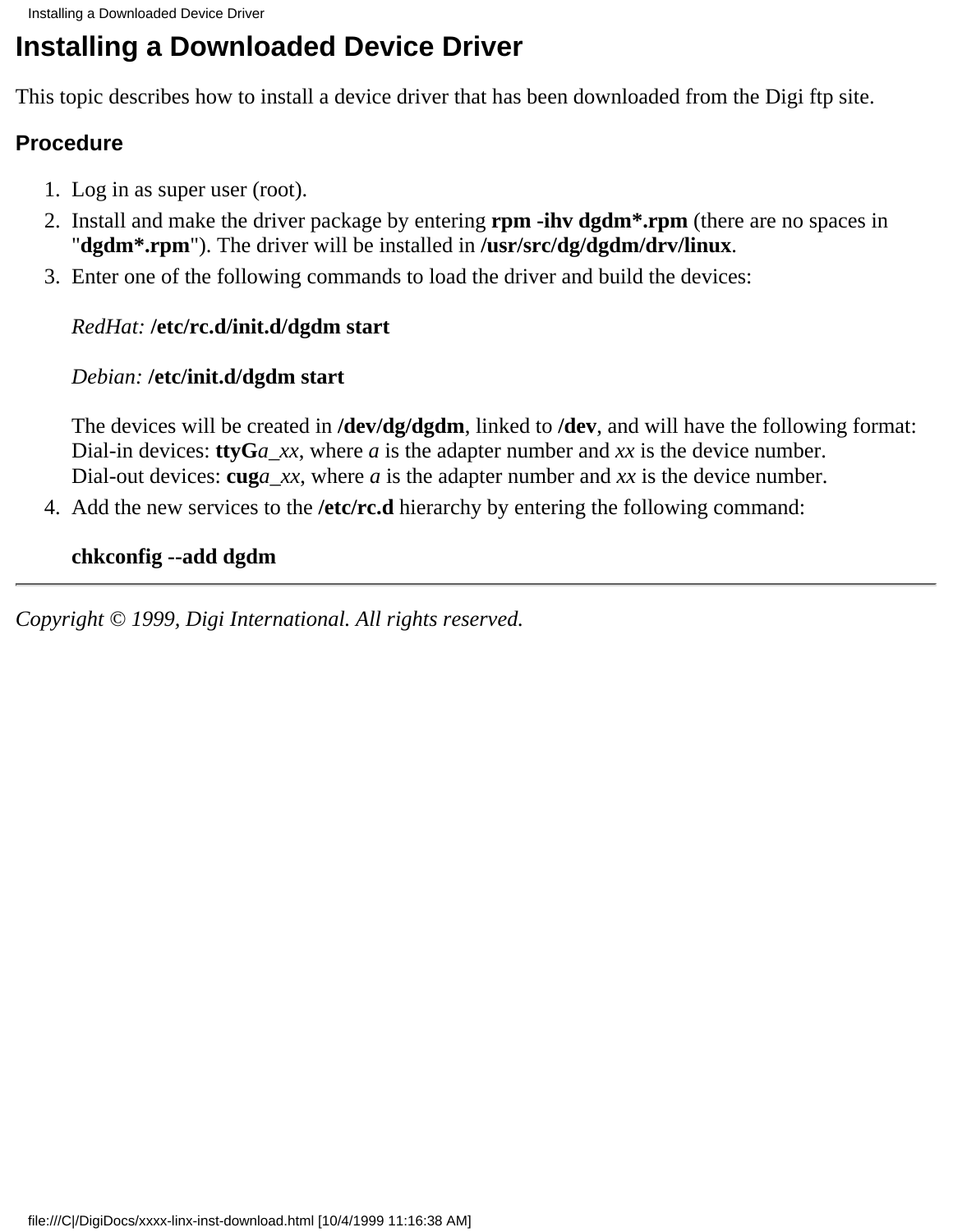# Installing a Downloaded Device Driver

This topic describes how to install a device driver that has been downloaded from the Digi ftp site.

### Procedure

1. Log in as super user (root).
2. Install and make the driver package by entering **rpm -ihv dgdm*.rpm** (there are no spaces in "**dgdm*.rpm**"). The driver will be installed in **/usr/src/dg/dgdm/drv/linux**.
3. Enter one of the following commands to load the driver and build the devices:

   *RedHat:* **/etc/rc.d/init.d/dgdm start**

   *Debian:* **/etc/init.d/dgdm start**

   The devices will be created in **/dev/dg/dgdm**, linked to **/dev**, and will have the following format:
   Dial-in devices: **ttyG***a_xx*, where *a* is the adapter number and *xx* is the device number.
   Dial-out devices: **cug***a_xx*, where *a* is the adapter number and *xx* is the device number.
4. Add the new services to the **/etc/rc.d** hierarchy by entering the following command:

   **chkconfig --add dgdm**

---

*Copyright © 1999, Digi International. All rights reserved.*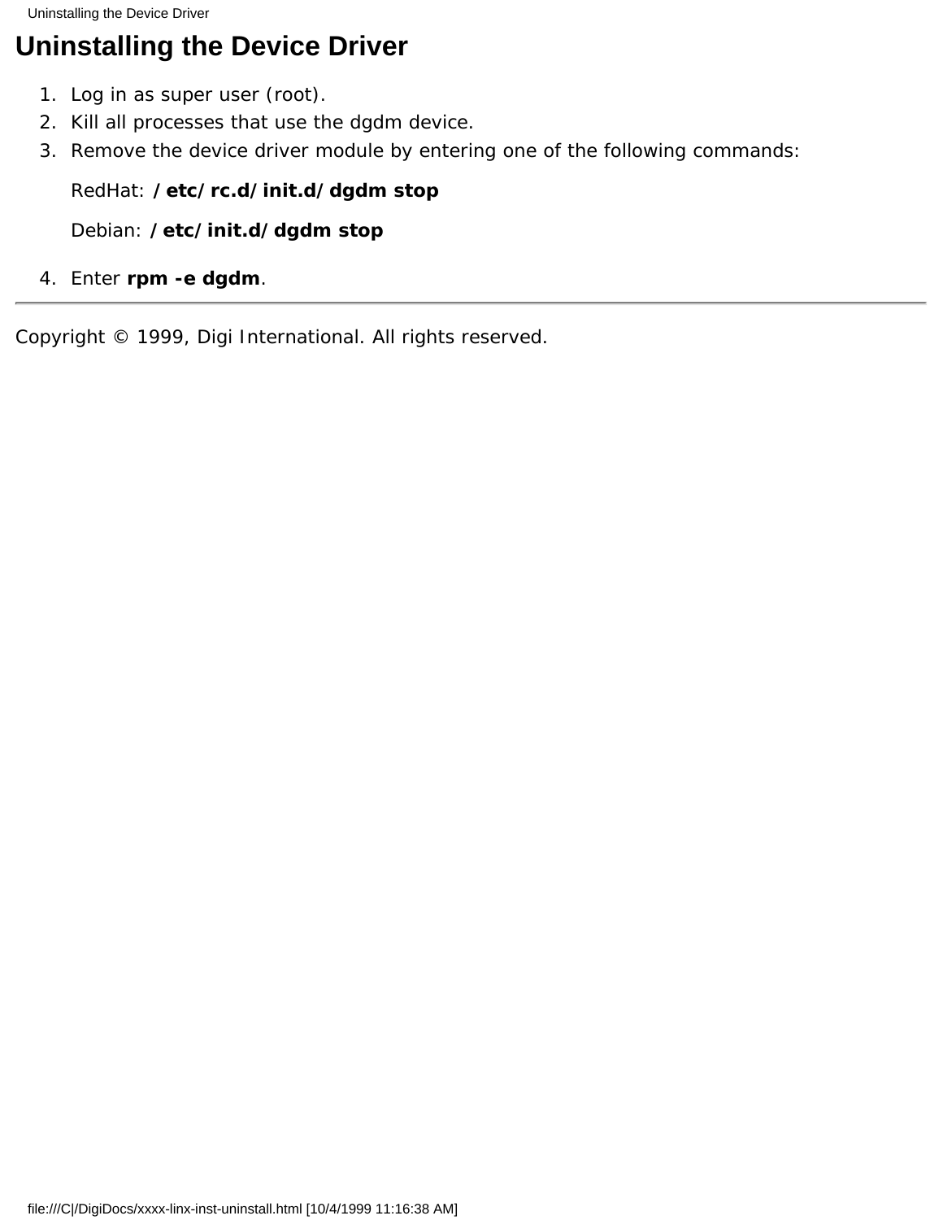# Uninstalling the Device Driver

1. Log in as super user (root).
2. Kill all processes that use the dgdm device.
3. Remove the device driver module by entering one of the following commands:

   RedHat: **/etc/rc.d/init.d/dgdm stop**

   Debian: **/etc/init.d/dgdm stop**

4. Enter **rpm -e dgdm**.

---

Copyright © 1999, Digi International. All rights reserved.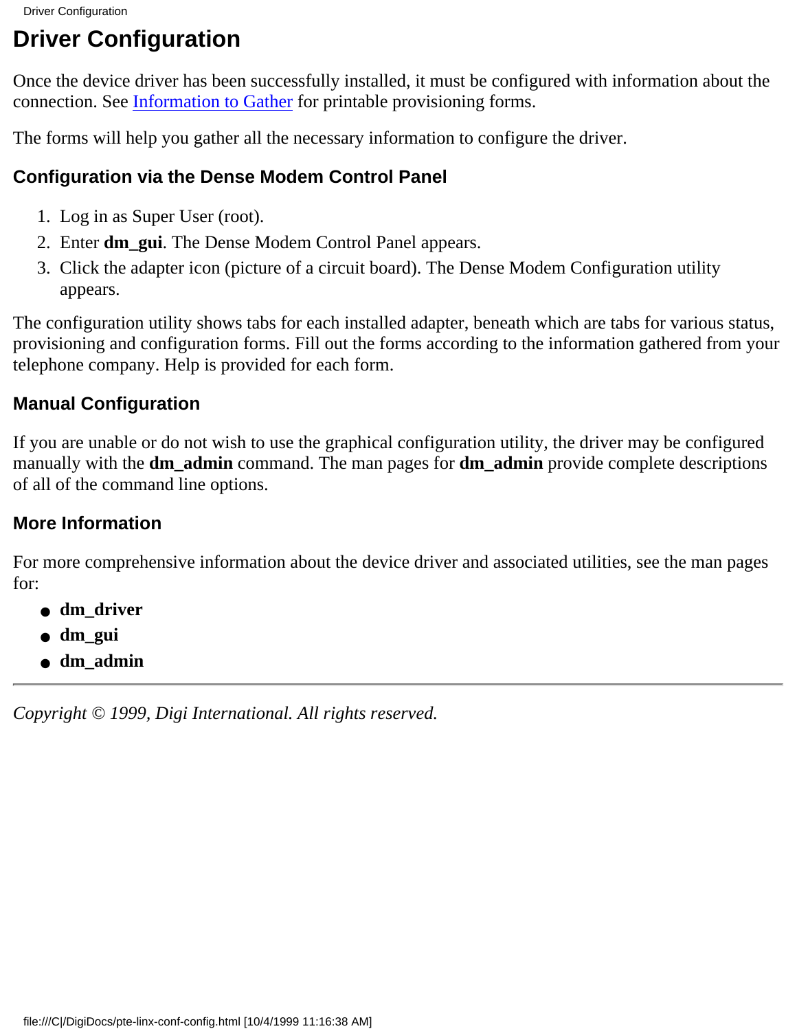# Driver Configuration

Once the device driver has been successfully installed, it must be configured with information about the connection. See Information to Gather for printable provisioning forms.

The forms will help you gather all the necessary information to configure the driver.

## Configuration via the Dense Modem Control Panel

1. Log in as Super User (root).
2. Enter **dm_gui**. The Dense Modem Control Panel appears.
3. Click the adapter icon (picture of a circuit board). The Dense Modem Configuration utility appears.

The configuration utility shows tabs for each installed adapter, beneath which are tabs for various status, provisioning and configuration forms. Fill out the forms according to the information gathered from your telephone company. Help is provided for each form.

## Manual Configuration

If you are unable or do not wish to use the graphical configuration utility, the driver may be configured manually with the **dm_admin** command. The man pages for **dm_admin** provide complete descriptions of all of the command line options.

## More Information

For more comprehensive information about the device driver and associated utilities, see the man pages for:

- **dm_driver**
- **dm_gui**
- **dm_admin**

---

*Copyright © 1999, Digi International. All rights reserved.*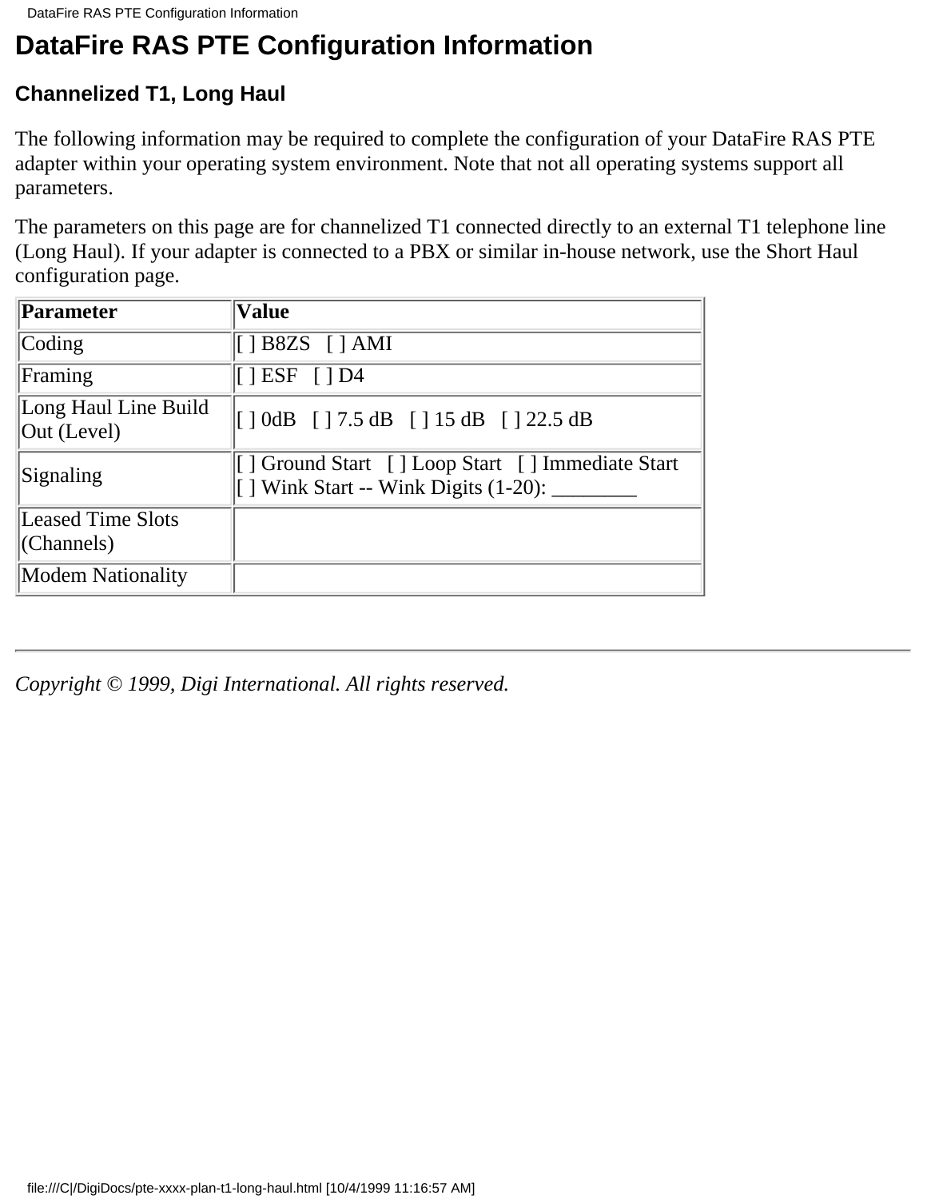# DataFire RAS PTE Configuration Information

### Channelized T1, Long Haul

The following information may be required to complete the configuration of your DataFire RAS PTE adapter within your operating system environment. Note that not all operating systems support all parameters.

The parameters on this page are for channelized T1 connected directly to an external T1 telephone line (Long Haul). If your adapter is connected to a PBX or similar in-house network, use the Short Haul configuration page.

| Parameter | Value |
|---|---|
| Coding | [ ] B8ZS   [ ] AMI |
| Framing | [ ] ESF   [ ] D4 |
| Long Haul Line Build Out (Level) | [ ] 0dB   [ ] 7.5 dB   [ ] 15 dB   [ ] 22.5 dB |
| Signaling | [ ] Ground Start   [ ] Loop Start   [ ] Immediate Start<br>[ ] Wink Start -- Wink Digits (1-20): ________ |
| Leased Time Slots (Channels) | |
| Modem Nationality | |

---

*Copyright © 1999, Digi International. All rights reserved.*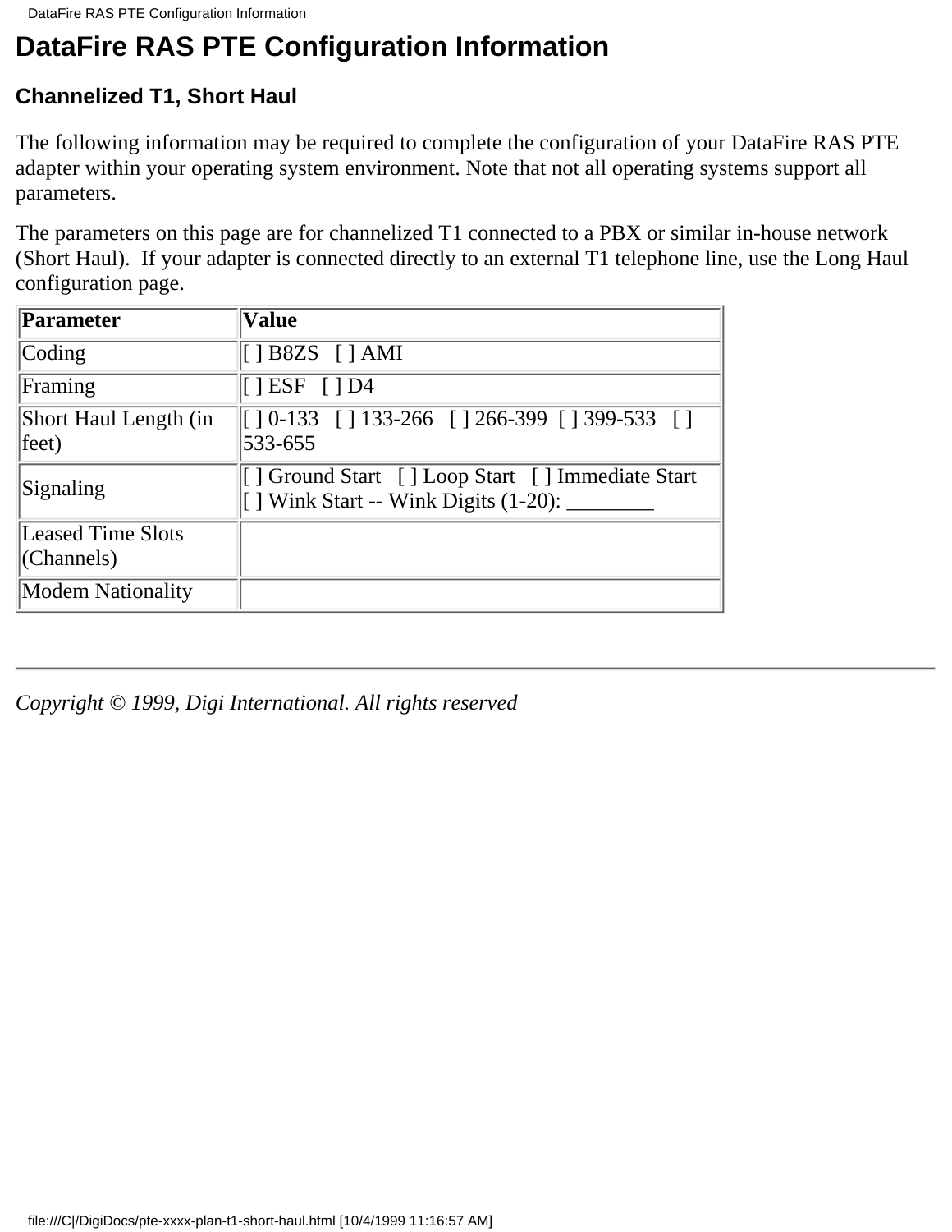# DataFire RAS PTE Configuration Information

### Channelized T1, Short Haul

The following information may be required to complete the configuration of your DataFire RAS PTE adapter within your operating system environment. Note that not all operating systems support all parameters.

The parameters on this page are for channelized T1 connected to a PBX or similar in-house network (Short Haul). If your adapter is connected directly to an external T1 telephone line, use the Long Haul configuration page.

| Parameter | Value |
| --- | --- |
| Coding | [ ] B8ZS [ ] AMI |
| Framing | [ ] ESF [ ] D4 |
| Short Haul Length (in feet) | [ ] 0-133 [ ] 133-266 [ ] 266-399 [ ] 399-533 [ ] 533-655 |
| Signaling | [ ] Ground Start [ ] Loop Start [ ] Immediate Start [ ] Wink Start -- Wink Digits (1-20): ________ |
| Leased Time Slots (Channels) | |
| Modem Nationality | |

---

*Copyright © 1999, Digi International. All rights reserved*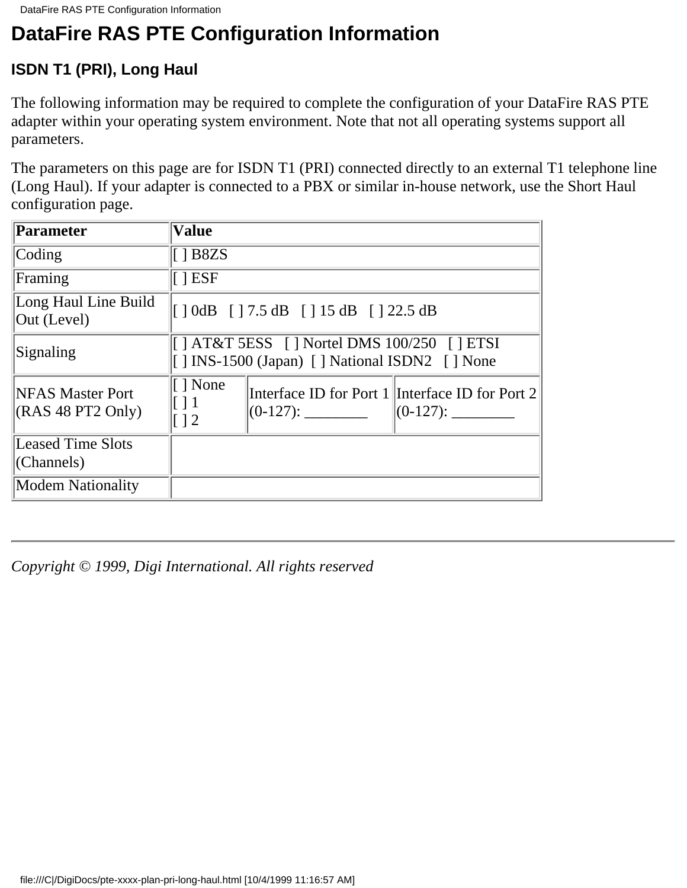# DataFire RAS PTE Configuration Information

### ISDN T1 (PRI), Long Haul

The following information may be required to complete the configuration of your DataFire RAS PTE adapter within your operating system environment. Note that not all operating systems support all parameters.

The parameters on this page are for ISDN T1 (PRI) connected directly to an external T1 telephone line (Long Haul). If your adapter is connected to a PBX or similar in-house network, use the Short Haul configuration page.

| Parameter | Value | | |
|---|---|---|---|
| Coding | [ ] B8ZS | | |
| Framing | [ ] ESF | | |
| Long Haul Line Build Out (Level) | [ ] 0dB [ ] 7.5 dB [ ] 15 dB [ ] 22.5 dB | | |
| Signaling | [ ] AT&T 5ESS [ ] Nortel DMS 100/250 [ ] ETSI<br>[ ] INS-1500 (Japan) [ ] National ISDN2 [ ] None | | |
| NFAS Master Port (RAS 48 PT2 Only) | [ ] None<br>[ ] 1<br>[ ] 2 | Interface ID for Port 1 (0-127): ________ | Interface ID for Port 2 (0-127): ________ |
| Leased Time Slots (Channels) | | | |
| Modem Nationality | | | |

---

*Copyright © 1999, Digi International. All rights reserved*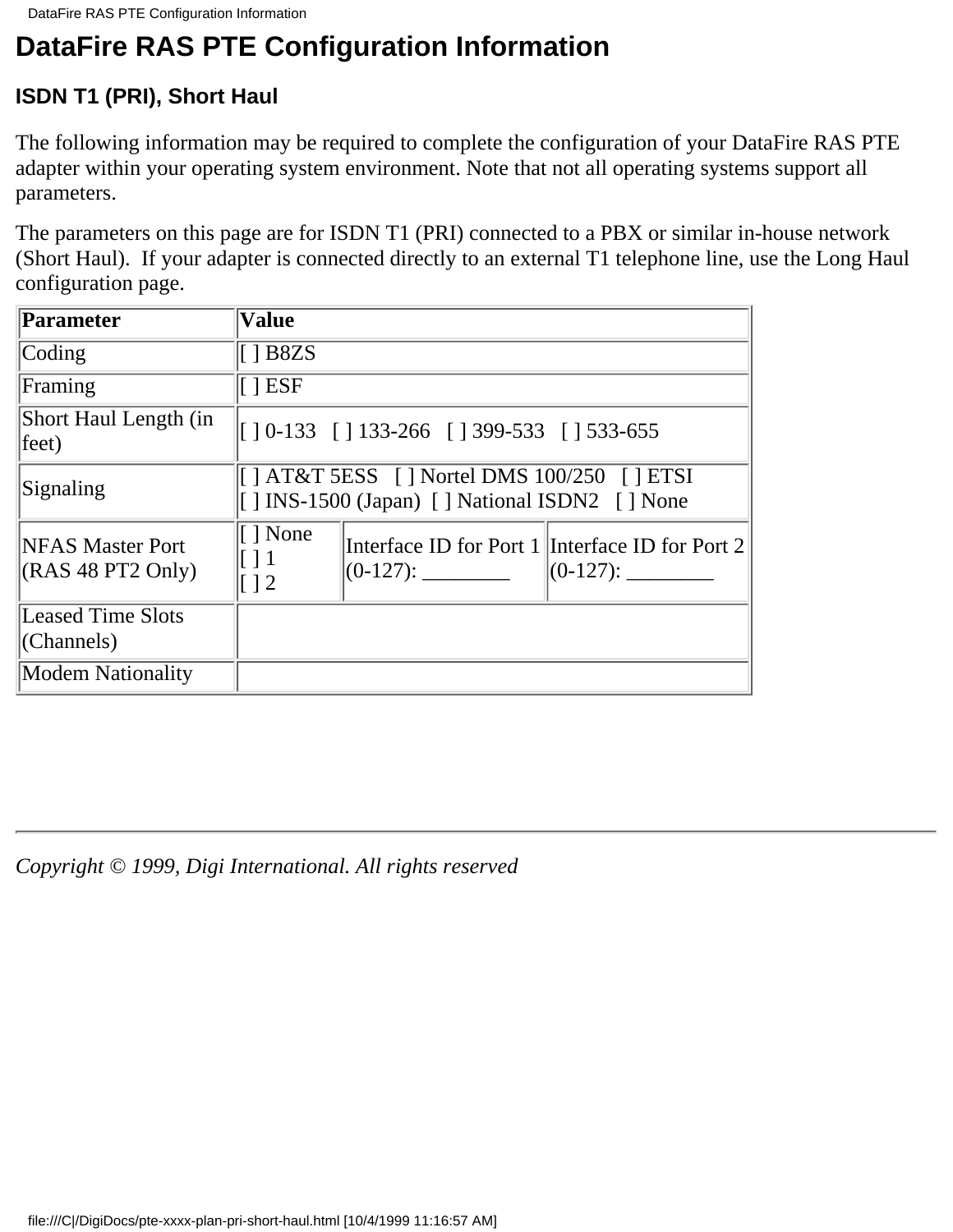# DataFire RAS PTE Configuration Information

### ISDN T1 (PRI), Short Haul

The following information may be required to complete the configuration of your DataFire RAS PTE adapter within your operating system environment. Note that not all operating systems support all parameters.

The parameters on this page are for ISDN T1 (PRI) connected to a PBX or similar in-house network (Short Haul). If your adapter is connected directly to an external T1 telephone line, use the Long Haul configuration page.

| Parameter | Value | | |
|---|---|---|---|
| Coding | [ ] B8ZS | | |
| Framing | [ ] ESF | | |
| Short Haul Length (in feet) | [ ] 0-133 [ ] 133-266 [ ] 399-533 [ ] 533-655 | | |
| Signaling | [ ] AT&T 5ESS [ ] Nortel DMS 100/250 [ ] ETSI [ ] INS-1500 (Japan) [ ] National ISDN2 [ ] None | | |
| NFAS Master Port (RAS 48 PT2 Only) | [ ] None [ ] 1 [ ] 2 | Interface ID for Port 1 (0-127): ________ | Interface ID for Port 2 (0-127): ________ |
| Leased Time Slots (Channels) | | | |
| Modem Nationality | | | |

---

*Copyright © 1999, Digi International. All rights reserved*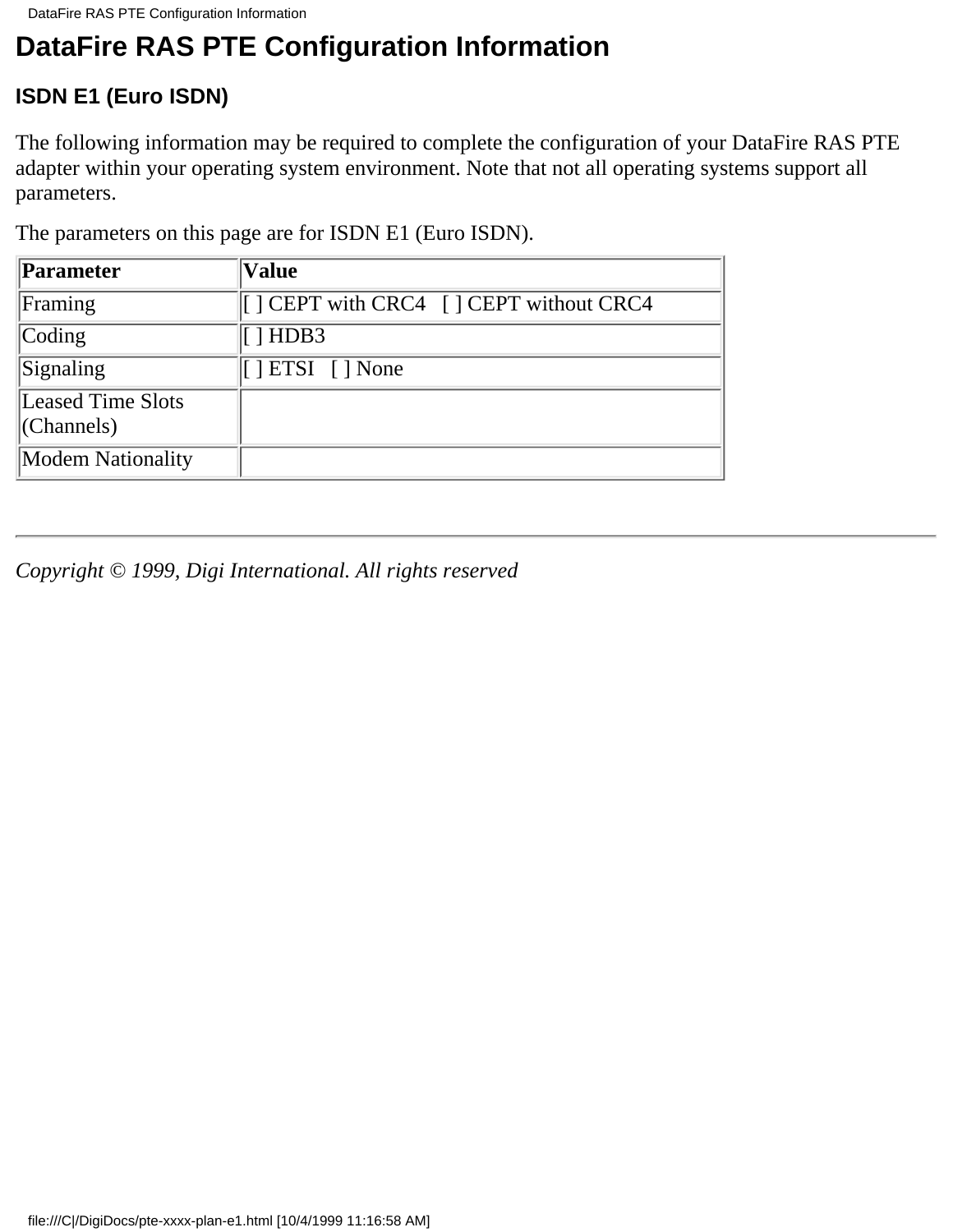# DataFire RAS PTE Configuration Information

### ISDN E1 (Euro ISDN)

The following information may be required to complete the configuration of your DataFire RAS PTE adapter within your operating system environment. Note that not all operating systems support all parameters.

The parameters on this page are for ISDN E1 (Euro ISDN).

| **Parameter** | **Value** |
|---|---|
| Framing | [ ] CEPT with CRC4   [ ] CEPT without CRC4 |
| Coding | [ ] HDB3 |
| Signaling | [ ] ETSI   [ ] None |
| Leased Time Slots (Channels) | |
| Modem Nationality | |

---

*Copyright © 1999, Digi International. All rights reserved*